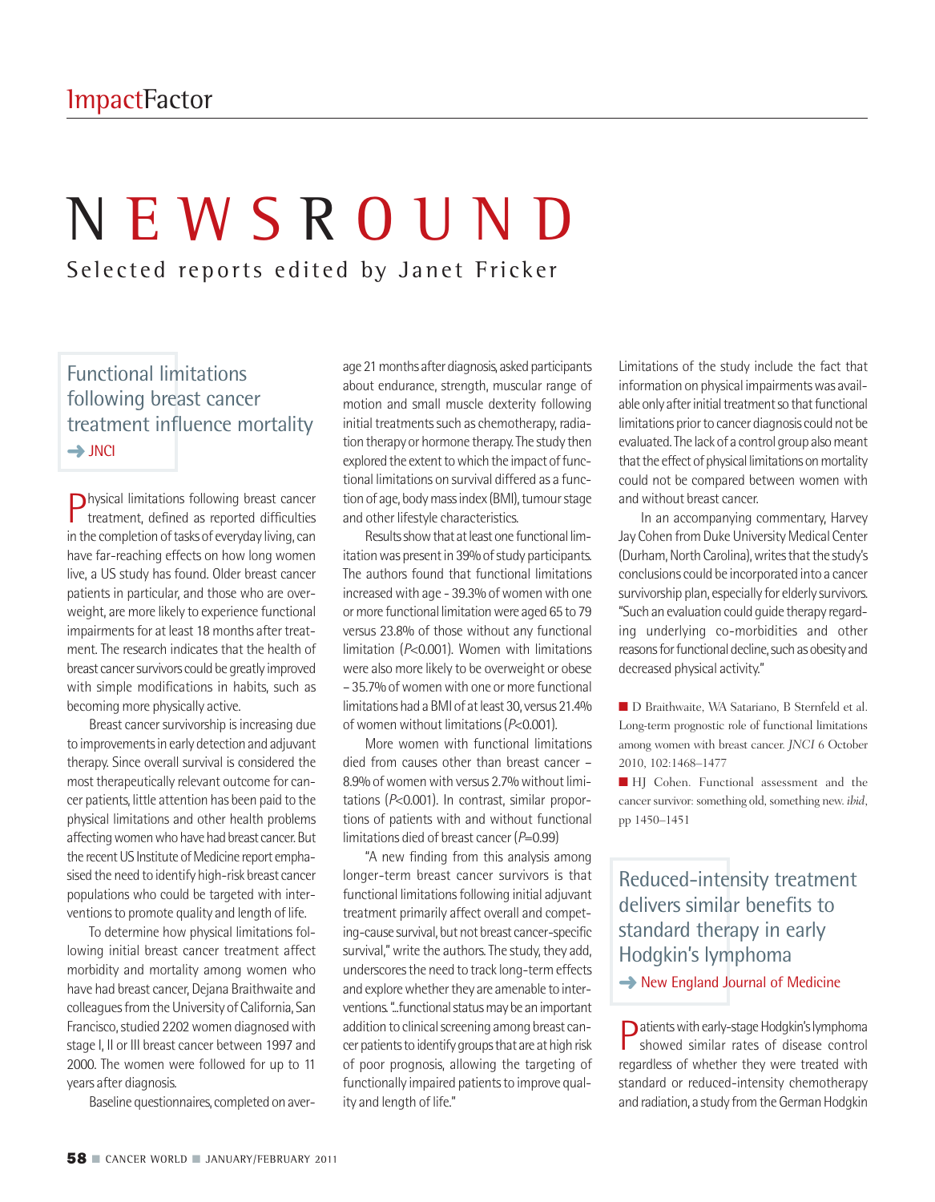# NEWSROUND

Selected reports edited by Janet Fricker

## Functional limitations following breast cancer treatment influence mortality

➜ JNCI

Physical limitations following breast cancer treatment, defined as reported difficulties in the completion of tasks of everyday living, can have far-reaching effects on how long women live, a US study has found. Older breast cancer patients in particular, and those who are overweight, are more likely to experience functional impairments for at least 18 months after treatment. The research indicates that the health of breast cancer survivors could be greatly improved with simple modifications in habits, such as becoming more physically active.

Breast cancer survivorship is increasing due to improvements in early detection and adjuvant therapy. Since overall survival is considered the most therapeutically relevant outcome for cancer patients, little attention has been paid to the physical limitations and other health problems affecting women who have had breast cancer. But the recent US Institute of Medicine report emphasised the need to identify high-risk breast cancer populations who could be targeted with interventions to promote quality and length of life.

To determine how physical limitations following initial breast cancer treatment affect morbidity and mortality among women who have had breast cancer, Dejana Braithwaite and colleagues from the University of California, San Francisco, studied 2202 women diagnosed with stage I, II or III breast cancer between 1997 and 2000. The women were followed for up to 11 years after diagnosis.

Baseline questionnaires, completed on average 21 months after diagnosis, asked participants about endurance, strength, muscular range of motion and small muscle dexterity following initial treatments such as chemotherapy, radiation therapy or hormone therapy. The study then explored the extent to which the impact of functional limitations on survival differed as a function of age, body mass index (BMI), tumour stage and other lifestyle characteristics.

Results show that at least one functional limitation was present in 39% of study participants. The authors found that functional limitations increased with age – 39.3% of women with one or more functional limitation were aged 65 to 79 versus 23.8% of those without any functional limitation ($P<0.001$). Women with limitations were also more likely to be overweight or obese – 35.7% of women with one or more functional limitations had a BMI of at least 30, versus 21.4% of women without limitations ($P<0.001$).

More women with functional limitations died from causes other than breast cancer – 8.9% of women with versus 2.7% without limitations ($P<0.001$). In contrast, similar proportions of patients with and without functional limitations died of breast cancer ($P=0.99$)

"A new finding from this analysis among longer-term breast cancer survivors is that functional limitations following initial adjuvant treatment primarily affect overall and competing-cause survival, but not breast cancer-specific survival," write the authors. The study, they add, underscores the need to track long-term effects and explore whether they are amenable to interventions. "...functional status may be an important addition to clinical screening among breast cancer patients to identify groups that are at high risk of poor prognosis, allowing the targeting of functionally impaired patients to improve quality and length of life."

Limitations of the study include the fact that information on physical impairments was available only after initial treatment so that functional limitations prior to cancer diagnosis could not be evaluated. The lack of a control group also meant that the effect of physical limitations on mortality could not be compared between women with and without breast cancer.

In an accompanying commentary, Harvey Jay Cohen from Duke University Medical Center (Durham, North Carolina), writes that the study's conclusions could be incorporated into a cancer survivorship plan, especially for elderly survivors. "Such an evaluation could guide therapy regarding underlying co-morbidities and other reasons for functional decline, such as obesity and decreased physical activity."

■ D Braithwaite, WA Satariano, B Sternfeld et al. Long-term prognostic role of functional limitations among women with breast cancer. *JNCI* 6 October 2010, 102:1468–1477

■ HJ Cohen. Functional assessment and the cancer survivor: something old, something new. *ibid*, pp 1450–1451

## Reduced-intensity treatment delivers similar benefits to standard therapy in early Hodgkin's lymphoma

➜ New England Journal of Medicine

Patients with early-stage Hodgkin's lymphoma showed similar rates of disease control regardless of whether they were treated with standard or reduced-intensity chemotherapy and radiation, a study from the German Hodgkin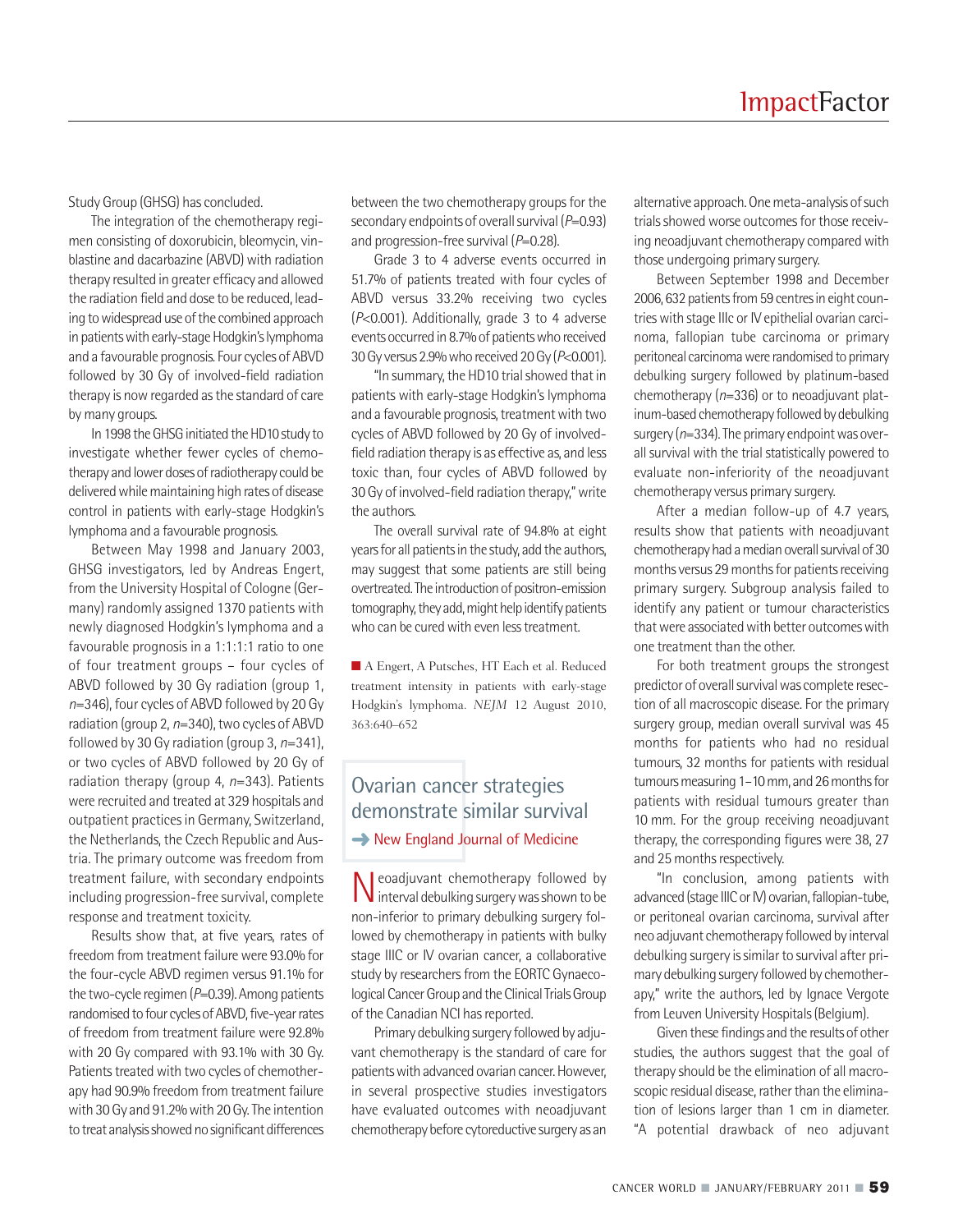Study Group (GHSG) has concluded.

The integration of the chemotherapy regimen consisting of doxorubicin, bleomycin, vinblastine and dacarbazine (ABVD) with radiation therapy resulted in greater efficacy and allowed the radiation field and dose to be reduced, leading to widespread use of the combined approach in patients with early-stage Hodgkin's lymphoma and a favourable prognosis. Four cycles of ABVD followed by 30 Gy of involved-field radiation therapy is now regarded as the standard of care by many groups.

In 1998 the GHSG initiated the HD10 study to investigate whether fewer cycles of chemotherapy and lower doses of radiotherapy could be delivered while maintaining high rates of disease control in patients with early-stage Hodgkin's lymphoma and a favourable prognosis.

Between May 1998 and January 2003, GHSG investigators, led by Andreas Engert, from the University Hospital of Cologne (Germany) randomly assigned 1370 patients with newly diagnosed Hodgkin's lymphoma and a favourable prognosis in a 1:1:1:1 ratio to one of four treatment groups – four cycles of ABVD followed by 30 Gy radiation (group 1, *n*=346), four cycles of ABVD followed by 20 Gy radiation (group 2, *n*=340), two cycles of ABVD followed by 30 Gy radiation (group 3, *n*=341), or two cycles of ABVD followed by 20 Gy of radiation therapy (group 4, *n*=343). Patients were recruited and treated at 329 hospitals and outpatient practices in Germany, Switzerland, the Netherlands, the Czech Republic and Austria. The primary outcome was freedom from treatment failure, with secondary endpoints including progression-free survival, complete response and treatment toxicity.

Results show that, at five years, rates of freedom from treatment failure were 93.0% for the four-cycle ABVD regimen versus 91.1% for the two-cycle regimen ($P$=0.39). Among patients randomised to four cycles of ABVD, five-year rates of freedom from treatment failure were 92.8% with 20 Gy compared with 93.1% with 30 Gy. Patients treated with two cycles of chemotherapy had 90.9% freedom from treatment failure with 30 Gy and 91.2% with 20 Gy. The intention to treat analysis showed no significant differences between the two chemotherapy groups for the secondary endpoints of overall survival ($P$=0.93) and progression-free survival ($P$=0.28).

Grade 3 to 4 adverse events occurred in 51.7% of patients treated with four cycles of ABVD versus 33.2% receiving two cycles ($P$<0.001). Additionally, grade 3 to 4 adverse events occurred in 8.7% of patients who received 30 Gy versus 2.9% who received 20 Gy ($P$<0.001).

"In summary, the HD10 trial showed that in patients with early-stage Hodgkin's lymphoma and a favourable prognosis, treatment with two cycles of ABVD followed by 20 Gy of involved-field radiation therapy is as effective as, and less toxic than, four cycles of ABVD followed by 30 Gy of involved-field radiation therapy," write the authors.

The overall survival rate of 94.8% at eight years for all patients in the study, add the authors, may suggest that some patients are still being overtreated. The introduction of positron-emission tomography, they add, might help identify patients who can be cured with even less treatment.

■ A Engert, A Putsches, HT Each et al. Reduced treatment intensity in patients with early-stage Hodgkin's lymphoma. *NEJM* 12 August 2010, 363:640–652

## Ovarian cancer strategies demonstrate similar survival

➜ New England Journal of Medicine

Neoadjuvant chemotherapy followed by interval debulking surgery was shown to be non-inferior to primary debulking surgery followed by chemotherapy in patients with bulky stage IIIC or IV ovarian cancer, a collaborative study by researchers from the EORTC Gynaecological Cancer Group and the Clinical Trials Group of the Canadian NCI has reported.

Primary debulking surgery followed by adjuvant chemotherapy is the standard of care for patients with advanced ovarian cancer. However, in several prospective studies investigators have evaluated outcomes with neoadjuvant chemotherapy before cytoreductive surgery as an alternative approach. One meta-analysis of such trials showed worse outcomes for those receiving neoadjuvant chemotherapy compared with those undergoing primary surgery.

Between September 1998 and December 2006, 632 patients from 59 centres in eight countries with stage IIIc or IV epithelial ovarian carcinoma, fallopian tube carcinoma or primary peritoneal carcinoma were randomised to primary debulking surgery followed by platinum-based chemotherapy (*n*=336) or to neoadjuvant platinum-based chemotherapy followed by debulking surgery (*n*=334). The primary endpoint was overall survival with the trial statistically powered to evaluate non-inferiority of the neoadjuvant chemotherapy versus primary surgery.

After a median follow-up of 4.7 years, results show that patients with neoadjuvant chemotherapy had a median overall survival of 30 months versus 29 months for patients receiving primary surgery. Subgroup analysis failed to identify any patient or tumour characteristics that were associated with better outcomes with one treatment than the other.

For both treatment groups the strongest predictor of overall survival was complete resection of all macroscopic disease. For the primary surgery group, median overall survival was 45 months for patients who had no residual tumours, 32 months for patients with residual tumours measuring 1–10 mm, and 26 months for patients with residual tumours greater than 10 mm. For the group receiving neoadjuvant therapy, the corresponding figures were 38, 27 and 25 months respectively.

"In conclusion, among patients with advanced (stage IIIC or IV) ovarian, fallopian-tube, or peritoneal ovarian carcinoma, survival after neo adjuvant chemotherapy followed by interval debulking surgery is similar to survival after primary debulking surgery followed by chemotherapy," write the authors, led by Ignace Vergote from Leuven University Hospitals (Belgium).

Given these findings and the results of other studies, the authors suggest that the goal of therapy should be the elimination of all macroscopic residual disease, rather than the elimination of lesions larger than 1 cm in diameter. "A potential drawback of neo adjuvant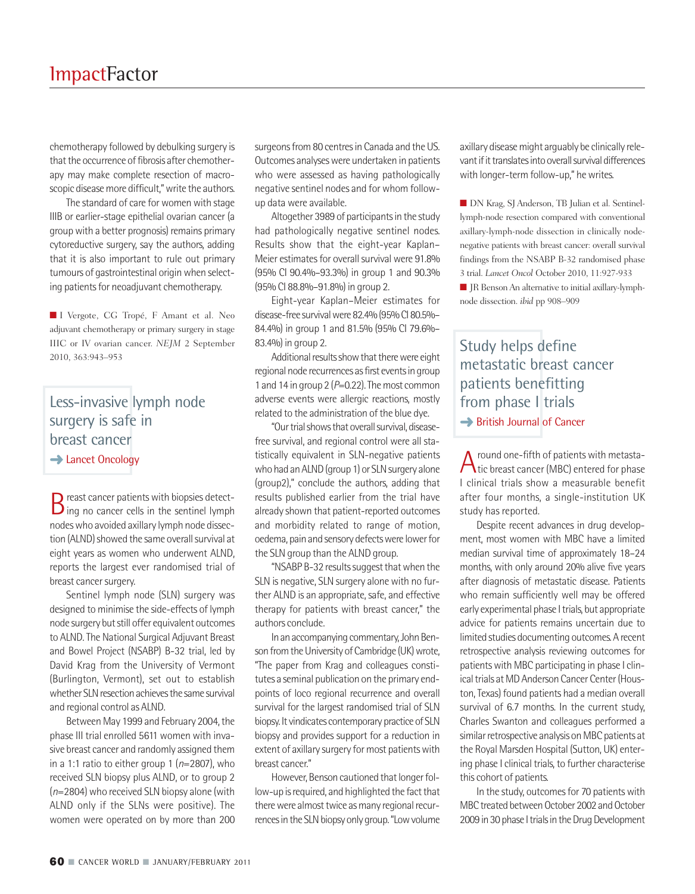chemotherapy followed by debulking surgery is that the occurrence of fibrosis after chemotherapy may make complete resection of macroscopic disease more difficult," write the authors.

The standard of care for women with stage IIIB or earlier-stage epithelial ovarian cancer (a group with a better prognosis) remains primary cytoreductive surgery, say the authors, adding that it is also important to rule out primary tumours of gastrointestinal origin when selecting patients for neoadjuvant chemotherapy.

■ I Vergote, CG Tropé, F Amant et al. Neo adjuvant chemotherapy or primary surgery in stage IIIC or IV ovarian cancer. *NEJM* 2 September 2010, 363:943–953

## Less-invasive lymph node surgery is safe in breast cancer

➜ Lancet Oncology

Breast cancer patients with biopsies detecting no cancer cells in the sentinel lymph nodes who avoided axillary lymph node dissection (ALND) showed the same overall survival at eight years as women who underwent ALND, reports the largest ever randomised trial of breast cancer surgery.

Sentinel lymph node (SLN) surgery was designed to minimise the side-effects of lymph node surgery but still offer equivalent outcomes to ALND. The National Surgical Adjuvant Breast and Bowel Project (NSABP) B-32 trial, led by David Krag from the University of Vermont (Burlington, Vermont), set out to establish whether SLN resection achieves the same survival and regional control as ALND.

Between May 1999 and February 2004, the phase III trial enrolled 5611 women with invasive breast cancer and randomly assigned them in a 1:1 ratio to either group 1 ($n$=2807), who received SLN biopsy plus ALND, or to group 2 ($n$=2804) who received SLN biopsy alone (with ALND only if the SLNs were positive). The women were operated on by more than 200 surgeons from 80 centres in Canada and the US. Outcomes analyses were undertaken in patients who were assessed as having pathologically negative sentinel nodes and for whom follow-up data were available.

Altogether 3989 of participants in the study had pathologically negative sentinel nodes. Results show that the eight-year Kaplan–Meier estimates for overall survival were 91.8% (95% CI 90.4%–93.3%) in group 1 and 90.3% (95% CI 88.8%–91.8%) in group 2.

Eight-year Kaplan–Meier estimates for disease-free survival were 82.4% (95% CI 80.5%–84.4%) in group 1 and 81.5% (95% CI 79.6%–83.4%) in group 2.

Additional results show that there were eight regional node recurrences as first events in group 1 and 14 in group 2 ($P$=0.22). The most common adverse events were allergic reactions, mostly related to the administration of the blue dye.

"Our trial shows that overall survival, disease-free survival, and regional control were all statistically equivalent in SLN-negative patients who had an ALND (group 1) or SLN surgery alone (group2)," conclude the authors, adding that results published earlier from the trial have already shown that patient-reported outcomes and morbidity related to range of motion, oedema, pain and sensory defects were lower for the SLN group than the ALND group.

"NSABP B-32 results suggest that when the SLN is negative, SLN surgery alone with no further ALND is an appropriate, safe, and effective therapy for patients with breast cancer," the authors conclude.

In an accompanying commentary, John Benson from the University of Cambridge (UK) wrote, "The paper from Krag and colleagues constitutes a seminal publication on the primary endpoints of loco regional recurrence and overall survival for the largest randomised trial of SLN biopsy. It vindicates contemporary practice of SLN biopsy and provides support for a reduction in extent of axillary surgery for most patients with breast cancer."

However, Benson cautioned that longer follow-up is required, and highlighted the fact that there were almost twice as many regional recurrences in the SLN biopsy only group. "Low volume axillary disease might arguably be clinically relevant if it translates into overall survival differences with longer-term follow-up," he writes.

■ DN Krag, SJ Anderson, TB Julian et al. Sentinel-lymph-node resection compared with conventional axillary-lymph-node dissection in clinically node-negative patients with breast cancer: overall survival findings from the NSABP B-32 randomised phase 3 trial. *Lancet Oncol* October 2010, 11:927-933

■ JR Benson An alternative to initial axillary-lymph-node dissection. *ibid* pp 908–909

## Study helps define metastatic breast cancer patients benefitting from phase I trials

➜ British Journal of Cancer

Around one-fifth of patients with metastatic breast cancer (MBC) entered for phase I clinical trials show a measurable benefit after four months, a single-institution UK study has reported.

Despite recent advances in drug development, most women with MBC have a limited median survival time of approximately 18–24 months, with only around 20% alive five years after diagnosis of metastatic disease. Patients who remain sufficiently well may be offered early experimental phase I trials, but appropriate advice for patients remains uncertain due to limited studies documenting outcomes. A recent retrospective analysis reviewing outcomes for patients with MBC participating in phase I clinical trials at MD Anderson Cancer Center (Houston, Texas) found patients had a median overall survival of 6.7 months. In the current study, Charles Swanton and colleagues performed a similar retrospective analysis on MBC patients at the Royal Marsden Hospital (Sutton, UK) entering phase I clinical trials, to further characterise this cohort of patients.

In the study, outcomes for 70 patients with MBC treated between October 2002 and October 2009 in 30 phase I trials in the Drug Development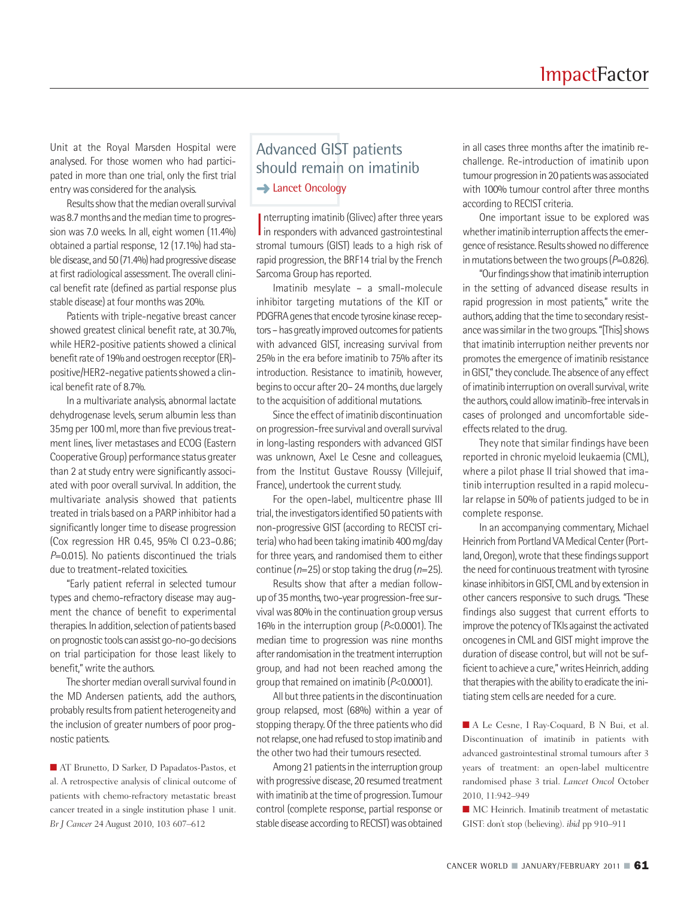Unit at the Royal Marsden Hospital were analysed. For those women who had participated in more than one trial, only the first trial entry was considered for the analysis.

Results show that the median overall survival was 8.7 months and the median time to progression was 7.0 weeks. In all, eight women (11.4%) obtained a partial response, 12 (17.1%) had stable disease, and 50 (71.4%) had progressive disease at first radiological assessment. The overall clinical benefit rate (defined as partial response plus stable disease) at four months was 20%.

Patients with triple-negative breast cancer showed greatest clinical benefit rate, at 30.7%, while HER2-positive patients showed a clinical benefit rate of 19% and oestrogen receptor (ER)-positive/HER2-negative patients showed a clinical benefit rate of 8.7%.

In a multivariate analysis, abnormal lactate dehydrogenase levels, serum albumin less than 35mg per 100 ml, more than five previous treatment lines, liver metastases and ECOG (Eastern Cooperative Group) performance status greater than 2 at study entry were significantly associated with poor overall survival. In addition, the multivariate analysis showed that patients treated in trials based on a PARP inhibitor had a significantly longer time to disease progression (Cox regression HR 0.45, 95% CI 0.23–0.86; *P*=0.015). No patients discontinued the trials due to treatment-related toxicities.

"Early patient referral in selected tumour types and chemo-refractory disease may augment the chance of benefit to experimental therapies. In addition, selection of patients based on prognostic tools can assist go-no-go decisions on trial participation for those least likely to benefit," write the authors.

The shorter median overall survival found in the MD Andersen patients, add the authors, probably results from patient heterogeneity and the inclusion of greater numbers of poor prognostic patients.

■ AT Brunetto, D Sarker, D Papadatos-Pastos, et al. A retrospective analysis of clinical outcome of patients with chemo-refractory metastatic breast cancer treated in a single institution phase 1 unit. *Br J Cancer* 24 August 2010, 103 607–612

## Advanced GIST patients should remain on imatinib

➜ Lancet Oncology

Interrupting imatinib (Glivec) after three years in responders with advanced gastrointestinal stromal tumours (GIST) leads to a high risk of rapid progression, the BRF14 trial by the French Sarcoma Group has reported.

Imatinib mesylate – a small-molecule inhibitor targeting mutations of the KIT or PDGFRA genes that encode tyrosine kinase receptors – has greatly improved outcomes for patients with advanced GIST, increasing survival from 25% in the era before imatinib to 75% after its introduction. Resistance to imatinib, however, begins to occur after 20–24 months, due largely to the acquisition of additional mutations.

Since the effect of imatinib discontinuation on progression-free survival and overall survival in long-lasting responders with advanced GIST was unknown, Axel Le Cesne and colleagues, from the Institut Gustave Roussy (Villejuif, France), undertook the current study.

For the open-label, multicentre phase III trial, the investigators identified 50 patients with non-progressive GIST (according to RECIST criteria) who had been taking imatinib 400 mg/day for three years, and randomised them to either continue ($n$=25) or stop taking the drug ($n$=25).

Results show that after a median follow-up of 35 months, two-year progression-free survival was 80% in the continuation group versus 16% in the interruption group ($P$<0.0001). The median time to progression was nine months after randomisation in the treatment interruption group, and had not been reached among the group that remained on imatinib ($P$<0.0001).

All but three patients in the discontinuation group relapsed, most (68%) within a year of stopping therapy. Of the three patients who did not relapse, one had refused to stop imatinib and the other two had their tumours resected.

Among 21 patients in the interruption group with progressive disease, 20 resumed treatment with imatinib at the time of progression. Tumour control (complete response, partial response or stable disease according to RECIST) was obtained in all cases three months after the imatinib re-challenge. Re-introduction of imatinib upon tumour progression in 20 patients was associated with 100% tumour control after three months according to RECIST criteria.

One important issue to be explored was whether imatinib interruption affects the emergence of resistance. Results showed no difference in mutations between the two groups ($P$=0.826).

"Our findings show that imatinib interruption in the setting of advanced disease results in rapid progression in most patients," write the authors, adding that the time to secondary resistance was similar in the two groups. "[This] shows that imatinib interruption neither prevents nor promotes the emergence of imatinib resistance in GIST," they conclude. The absence of any effect of imatinib interruption on overall survival, write the authors, could allow imatinib-free intervals in cases of prolonged and uncomfortable side-effects related to the drug.

They note that similar findings have been reported in chronic myeloid leukaemia (CML), where a pilot phase II trial showed that imatinib interruption resulted in a rapid molecular relapse in 50% of patients judged to be in complete response.

In an accompanying commentary, Michael Heinrich from Portland VA Medical Center (Portland, Oregon), wrote that these findings support the need for continuous treatment with tyrosine kinase inhibitors in GIST, CML and by extension in other cancers responsive to such drugs. "These findings also suggest that current efforts to improve the potency of TKIs against the activated oncogenes in CML and GIST might improve the duration of disease control, but will not be sufficient to achieve a cure," writes Heinrich, adding that therapies with the ability to eradicate the initiating stem cells are needed for a cure.

■ A Le Cesne, I Ray-Coquard, B N Bui, et al. Discontinuation of imatinib in patients with advanced gastrointestinal stromal tumours after 3 years of treatment: an open-label multicentre randomised phase 3 trial. *Lancet Oncol* October 2010, 11:942–949

■ MC Heinrich. Imatinib treatment of metastatic GIST: don't stop (believing). *ibid* pp 910–911